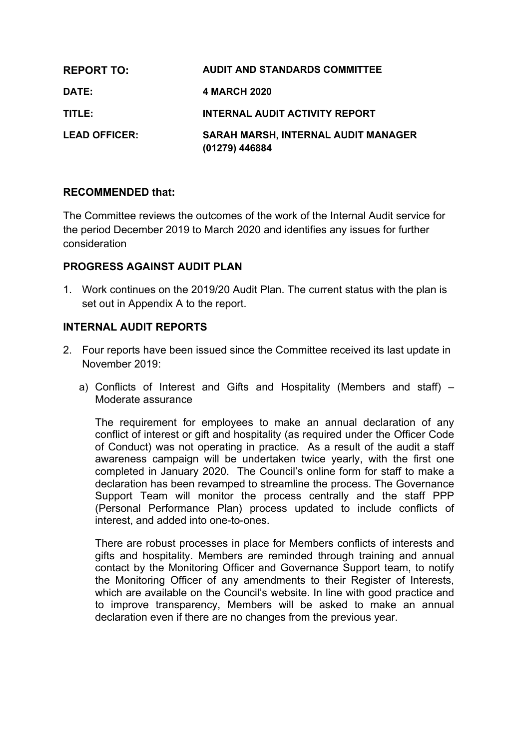| | |
|---|---|
| **REPORT TO:** | **AUDIT AND STANDARDS COMMITTEE** |
| **DATE:** | **4 MARCH 2020** |
| **TITLE:** | **INTERNAL AUDIT ACTIVITY REPORT** |
| **LEAD OFFICER:** | **SARAH MARSH, INTERNAL AUDIT MANAGER (01279) 446884** |

**RECOMMENDED that:**

The Committee reviews the outcomes of the work of the Internal Audit service for the period December 2019 to March 2020 and identifies any issues for further consideration

**PROGRESS AGAINST AUDIT PLAN**

1. Work continues on the 2019/20 Audit Plan. The current status with the plan is set out in Appendix A to the report.

**INTERNAL AUDIT REPORTS**

2. Four reports have been issued since the Committee received its last update in November 2019:

   a) Conflicts of Interest and Gifts and Hospitality (Members and staff) – Moderate assurance

   The requirement for employees to make an annual declaration of any conflict of interest or gift and hospitality (as required under the Officer Code of Conduct) was not operating in practice. As a result of the audit a staff awareness campaign will be undertaken twice yearly, with the first one completed in January 2020. The Council's online form for staff to make a declaration has been revamped to streamline the process. The Governance Support Team will monitor the process centrally and the staff PPP (Personal Performance Plan) process updated to include conflicts of interest, and added into one-to-ones.

   There are robust processes in place for Members conflicts of interests and gifts and hospitality. Members are reminded through training and annual contact by the Monitoring Officer and Governance Support team, to notify the Monitoring Officer of any amendments to their Register of Interests, which are available on the Council's website. In line with good practice and to improve transparency, Members will be asked to make an annual declaration even if there are no changes from the previous year.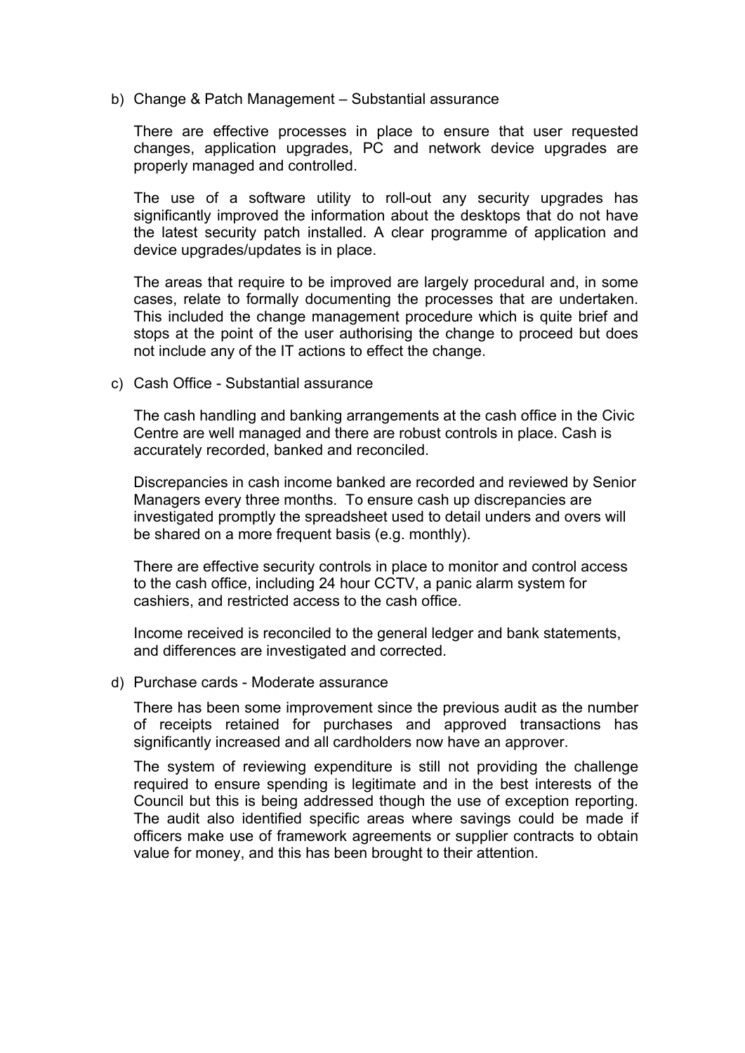b) Change & Patch Management – Substantial assurance

   There are effective processes in place to ensure that user requested changes, application upgrades, PC and network device upgrades are properly managed and controlled.

   The use of a software utility to roll-out any security upgrades has significantly improved the information about the desktops that do not have the latest security patch installed. A clear programme of application and device upgrades/updates is in place.

   The areas that require to be improved are largely procedural and, in some cases, relate to formally documenting the processes that are undertaken. This included the change management procedure which is quite brief and stops at the point of the user authorising the change to proceed but does not include any of the IT actions to effect the change.

c) Cash Office - Substantial assurance

   The cash handling and banking arrangements at the cash office in the Civic Centre are well managed and there are robust controls in place. Cash is accurately recorded, banked and reconciled.

   Discrepancies in cash income banked are recorded and reviewed by Senior Managers every three months. To ensure cash up discrepancies are investigated promptly the spreadsheet used to detail unders and overs will be shared on a more frequent basis (e.g. monthly).

   There are effective security controls in place to monitor and control access to the cash office, including 24 hour CCTV, a panic alarm system for cashiers, and restricted access to the cash office.

   Income received is reconciled to the general ledger and bank statements, and differences are investigated and corrected.

d) Purchase cards - Moderate assurance

   There has been some improvement since the previous audit as the number of receipts retained for purchases and approved transactions has significantly increased and all cardholders now have an approver.

   The system of reviewing expenditure is still not providing the challenge required to ensure spending is legitimate and in the best interests of the Council but this is being addressed though the use of exception reporting. The audit also identified specific areas where savings could be made if officers make use of framework agreements or supplier contracts to obtain value for money, and this has been brought to their attention.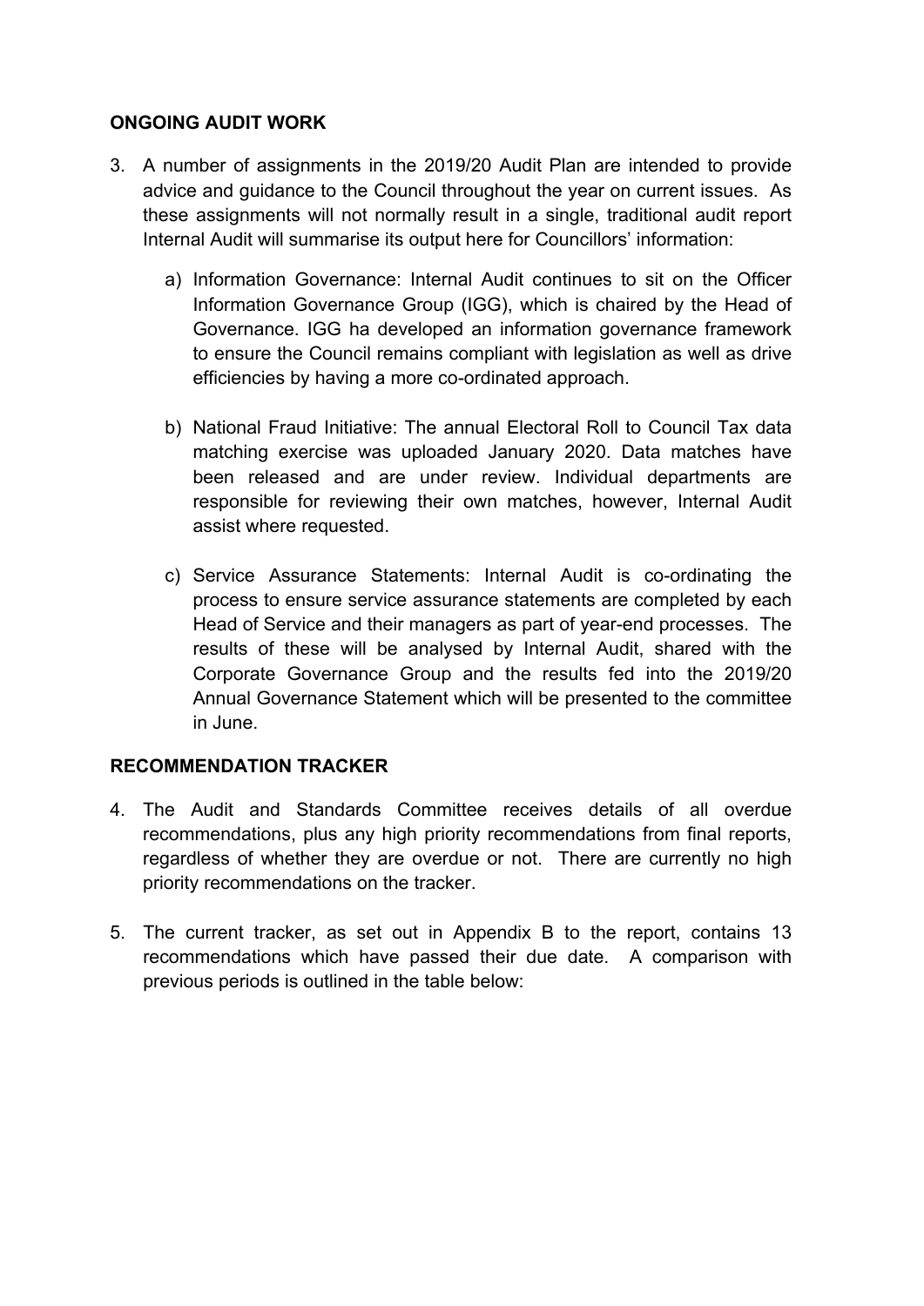## ONGOING AUDIT WORK

3. A number of assignments in the 2019/20 Audit Plan are intended to provide advice and guidance to the Council throughout the year on current issues. As these assignments will not normally result in a single, traditional audit report Internal Audit will summarise its output here for Councillors' information:

   a) Information Governance: Internal Audit continues to sit on the Officer Information Governance Group (IGG), which is chaired by the Head of Governance. IGG ha developed an information governance framework to ensure the Council remains compliant with legislation as well as drive efficiencies by having a more co-ordinated approach.

   b) National Fraud Initiative: The annual Electoral Roll to Council Tax data matching exercise was uploaded January 2020. Data matches have been released and are under review. Individual departments are responsible for reviewing their own matches, however, Internal Audit assist where requested.

   c) Service Assurance Statements: Internal Audit is co-ordinating the process to ensure service assurance statements are completed by each Head of Service and their managers as part of year-end processes. The results of these will be analysed by Internal Audit, shared with the Corporate Governance Group and the results fed into the 2019/20 Annual Governance Statement which will be presented to the committee in June.

## RECOMMENDATION TRACKER

4. The Audit and Standards Committee receives details of all overdue recommendations, plus any high priority recommendations from final reports, regardless of whether they are overdue or not. There are currently no high priority recommendations on the tracker.

5. The current tracker, as set out in Appendix B to the report, contains 13 recommendations which have passed their due date. A comparison with previous periods is outlined in the table below: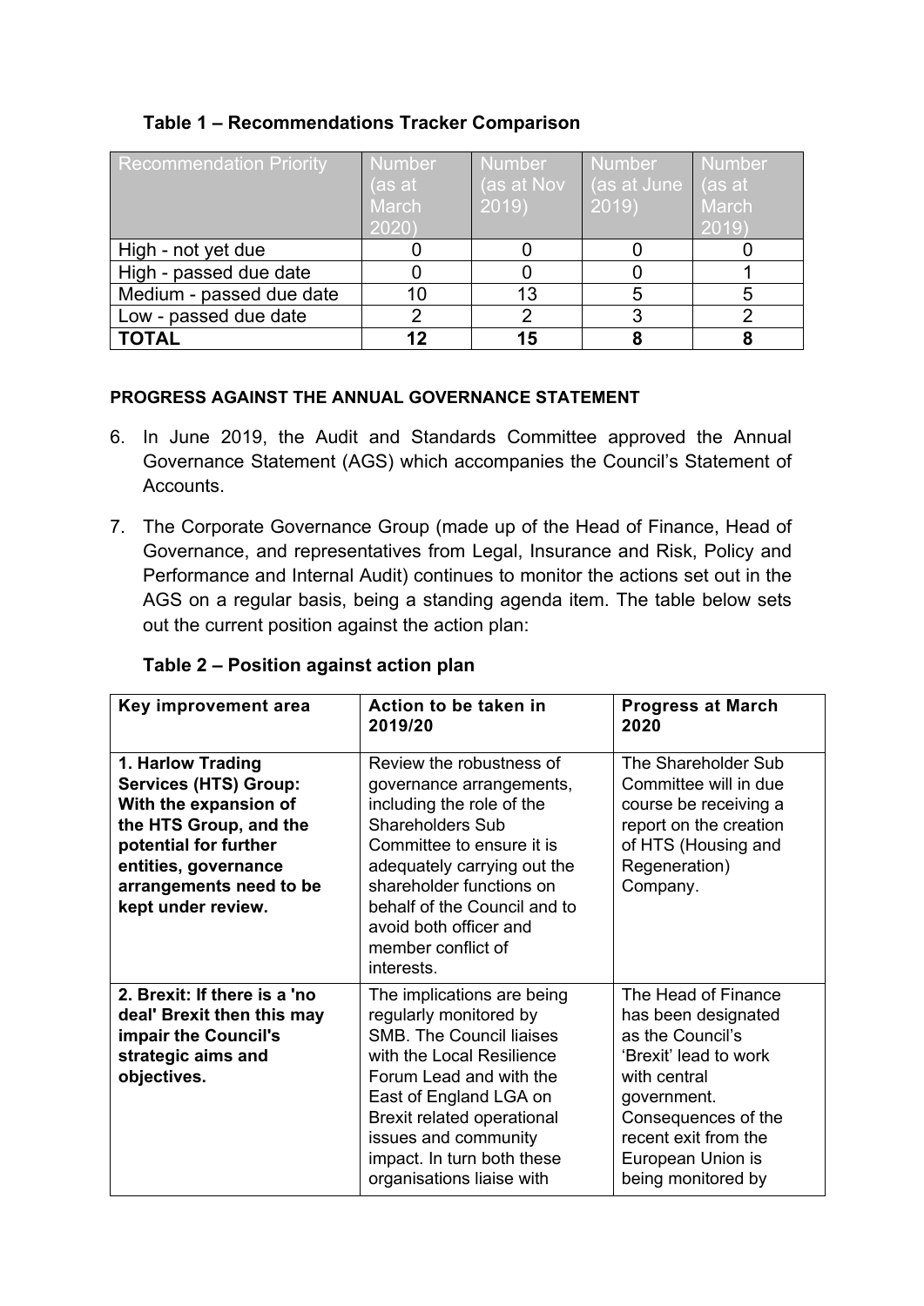**Table 1 – Recommendations Tracker Comparison**

| Recommendation Priority | Number (as at March 2020) | Number (as at Nov 2019) | Number (as at June 2019) | Number (as at March 2019) |
|---|---|---|---|---|
| High - not yet due | 0 | 0 | 0 | 0 |
| High - passed due date | 0 | 0 | 0 | 1 |
| Medium - passed due date | 10 | 13 | 5 | 5 |
| Low - passed due date | 2 | 2 | 3 | 2 |
| **TOTAL** | **12** | **15** | **8** | **8** |

**PROGRESS AGAINST THE ANNUAL GOVERNANCE STATEMENT**

6. In June 2019, the Audit and Standards Committee approved the Annual Governance Statement (AGS) which accompanies the Council's Statement of Accounts.

7. The Corporate Governance Group (made up of the Head of Finance, Head of Governance, and representatives from Legal, Insurance and Risk, Policy and Performance and Internal Audit) continues to monitor the actions set out in the AGS on a regular basis, being a standing agenda item. The table below sets out the current position against the action plan:

**Table 2 – Position against action plan**

| Key improvement area | Action to be taken in 2019/20 | Progress at March 2020 |
|---|---|---|
| **1. Harlow Trading Services (HTS) Group: With the expansion of the HTS Group, and the potential for further entities, governance arrangements need to be kept under review.** | Review the robustness of governance arrangements, including the role of the Shareholders Sub Committee to ensure it is adequately carrying out the shareholder functions on behalf of the Council and to avoid both officer and member conflict of interests. | The Shareholder Sub Committee will in due course be receiving a report on the creation of HTS (Housing and Regeneration) Company. |
| **2. Brexit: If there is a 'no deal' Brexit then this may impair the Council's strategic aims and objectives.** | The implications are being regularly monitored by SMB. The Council liaises with the Local Resilience Forum Lead and with the East of England LGA on Brexit related operational issues and community impact. In turn both these organisations liaise with | The Head of Finance has been designated as the Council's 'Brexit' lead to work with central government. Consequences of the recent exit from the European Union is being monitored by |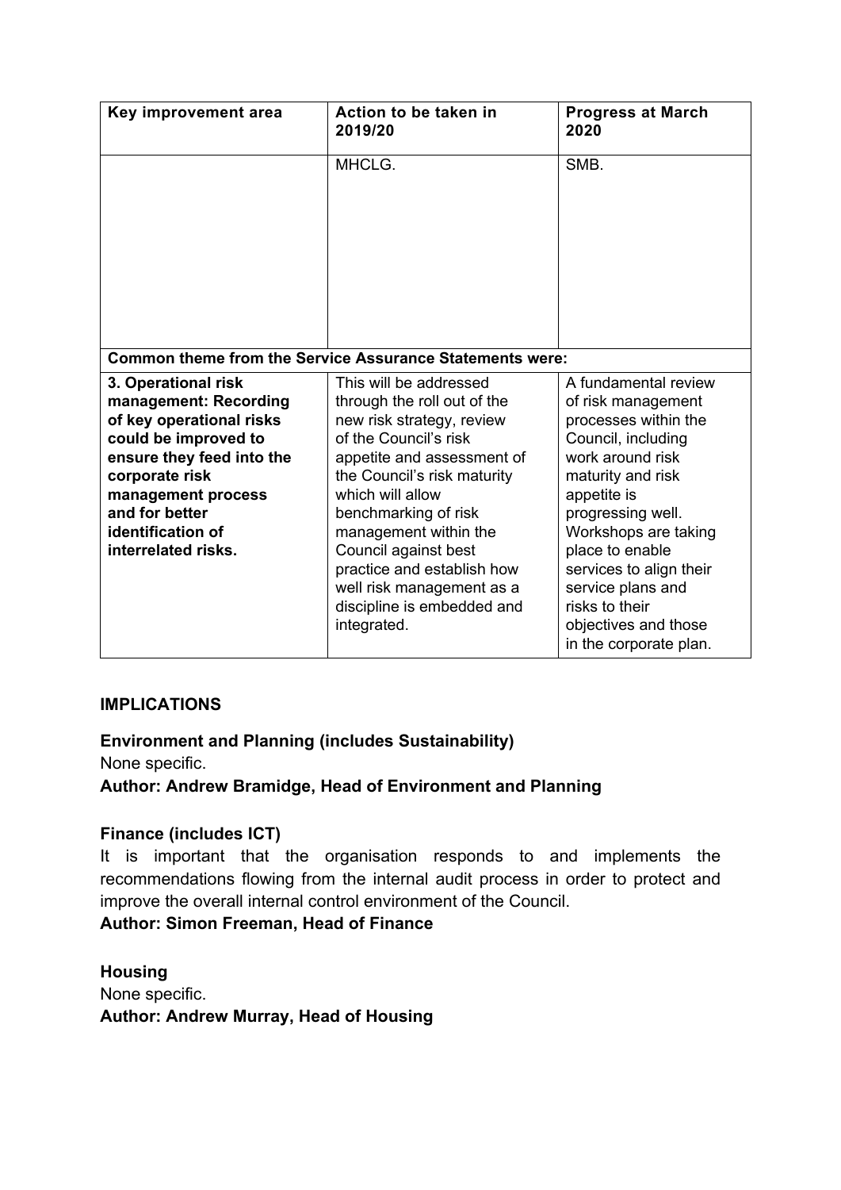| Key improvement area | Action to be taken in 2019/20 | Progress at March 2020 |
|---|---|---|
| | MHCLG. | SMB. |
| **Common theme from the Service Assurance Statements were:** | | |
| **3. Operational risk management: Recording of key operational risks could be improved to ensure they feed into the corporate risk management process and for better identification of interrelated risks.** | This will be addressed through the roll out of the new risk strategy, review of the Council's risk appetite and assessment of the Council's risk maturity which will allow benchmarking of risk management within the Council against best practice and establish how well risk management as a discipline is embedded and integrated. | A fundamental review of risk management processes within the Council, including work around risk maturity and risk appetite is progressing well. Workshops are taking place to enable services to align their service plans and risks to their objectives and those in the corporate plan. |

## IMPLICATIONS

### Environment and Planning (includes Sustainability)

None specific.

**Author: Andrew Bramidge, Head of Environment and Planning**

### Finance (includes ICT)

It is important that the organisation responds to and implements the recommendations flowing from the internal audit process in order to protect and improve the overall internal control environment of the Council.

**Author: Simon Freeman, Head of Finance**

### Housing

None specific.

**Author: Andrew Murray, Head of Housing**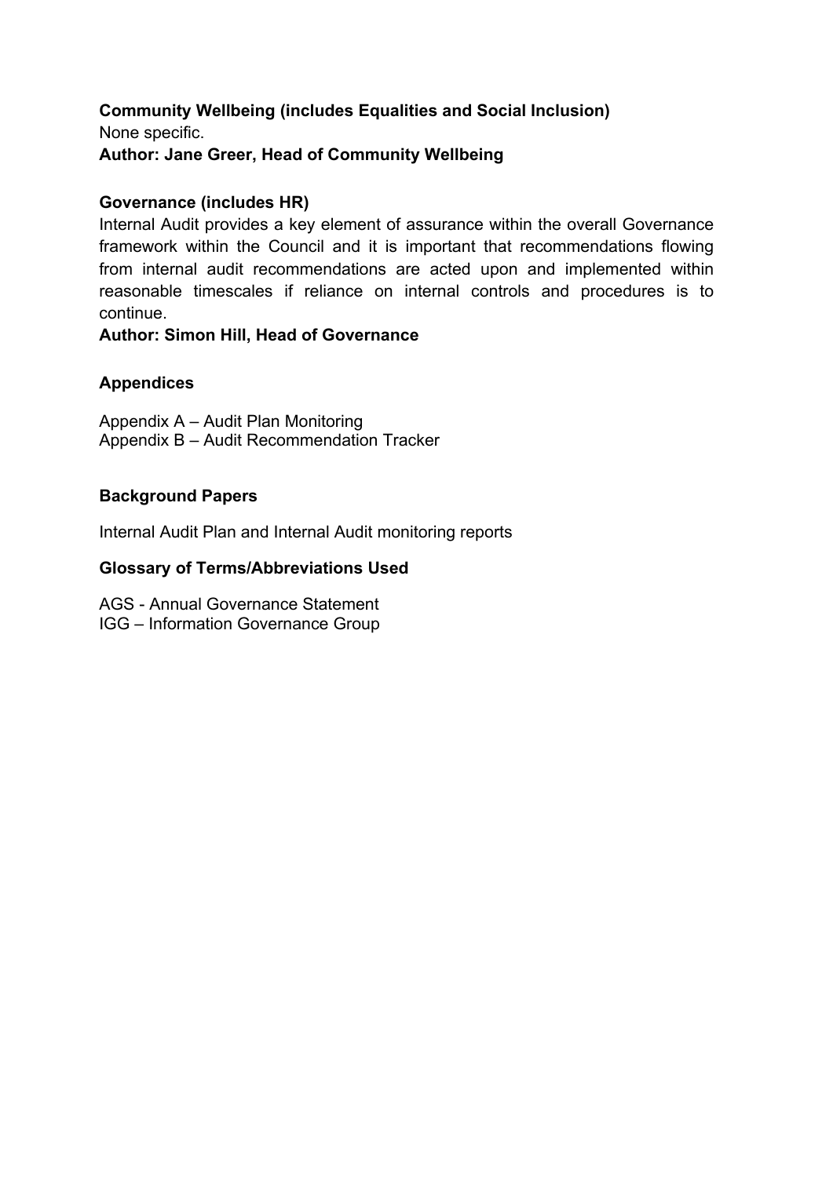**Community Wellbeing (includes Equalities and Social Inclusion)**
None specific.
**Author: Jane Greer, Head of Community Wellbeing**

**Governance (includes HR)**
Internal Audit provides a key element of assurance within the overall Governance framework within the Council and it is important that recommendations flowing from internal audit recommendations are acted upon and implemented within reasonable timescales if reliance on internal controls and procedures is to continue.
**Author: Simon Hill, Head of Governance**

**Appendices**

Appendix A – Audit Plan Monitoring
Appendix B – Audit Recommendation Tracker

**Background Papers**

Internal Audit Plan and Internal Audit monitoring reports

**Glossary of Terms/Abbreviations Used**

AGS - Annual Governance Statement
IGG – Information Governance Group